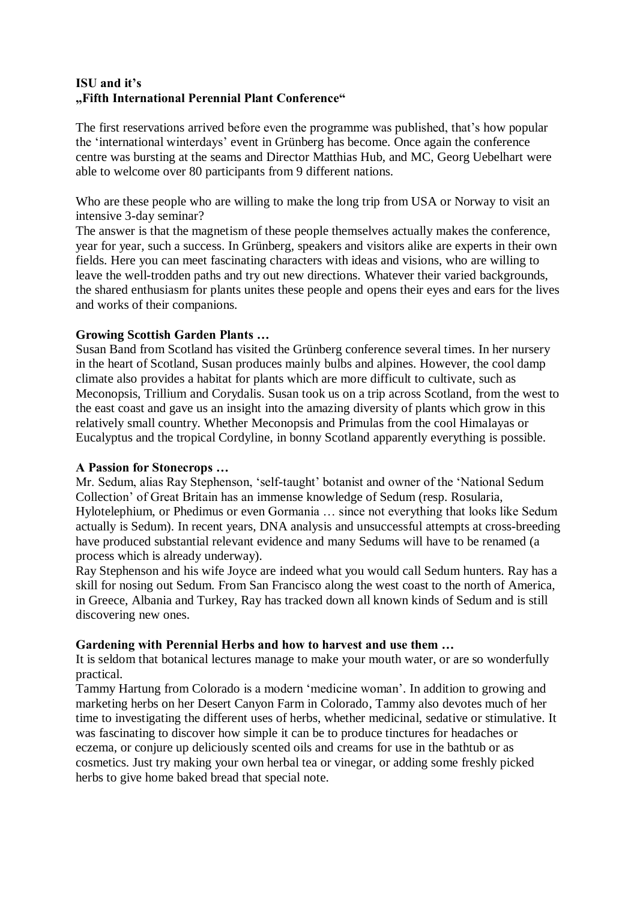**ISU and it's**
**„Fifth International Perennial Plant Conference"**

The first reservations arrived before even the programme was published, that's how popular the 'international winterdays' event in Grünberg has become. Once again the conference centre was bursting at the seams and Director Matthias Hub, and MC, Georg Uebelhart were able to welcome over 80 participants from 9 different nations.

Who are these people who are willing to make the long trip from USA or Norway to visit an intensive 3-day seminar?
The answer is that the magnetism of these people themselves actually makes the conference, year for year, such a success. In Grünberg, speakers and visitors alike are experts in their own fields. Here you can meet fascinating characters with ideas and visions, who are willing to leave the well-trodden paths and try out new directions. Whatever their varied backgrounds, the shared enthusiasm for plants unites these people and opens their eyes and ears for the lives and works of their companions.

**Growing Scottish Garden Plants …**
Susan Band from Scotland has visited the Grünberg conference several times. In her nursery in the heart of Scotland, Susan produces mainly bulbs and alpines. However, the cool damp climate also provides a habitat for plants which are more difficult to cultivate, such as Meconopsis, Trillium and Corydalis. Susan took us on a trip across Scotland, from the west to the east coast and gave us an insight into the amazing diversity of plants which grow in this relatively small country. Whether Meconopsis and Primulas from the cool Himalayas or Eucalyptus and the tropical Cordyline, in bonny Scotland apparently everything is possible.

**A Passion for Stonecrops …**
Mr. Sedum, alias Ray Stephenson, 'self-taught' botanist and owner of the 'National Sedum Collection' of Great Britain has an immense knowledge of Sedum (resp. Rosularia, Hylotelephium, or Phedimus or even Gormania … since not everything that looks like Sedum actually is Sedum). In recent years, DNA analysis and unsuccessful attempts at cross-breeding have produced substantial relevant evidence and many Sedums will have to be renamed (a process which is already underway).
Ray Stephenson and his wife Joyce are indeed what you would call Sedum hunters. Ray has a skill for nosing out Sedum. From San Francisco along the west coast to the north of America, in Greece, Albania and Turkey, Ray has tracked down all known kinds of Sedum and is still discovering new ones.

**Gardening with Perennial Herbs and how to harvest and use them …**
It is seldom that botanical lectures manage to make your mouth water, or are so wonderfully practical.
Tammy Hartung from Colorado is a modern 'medicine woman'. In addition to growing and marketing herbs on her Desert Canyon Farm in Colorado, Tammy also devotes much of her time to investigating the different uses of herbs, whether medicinal, sedative or stimulative. It was fascinating to discover how simple it can be to produce tinctures for headaches or eczema, or conjure up deliciously scented oils and creams for use in the bathtub or as cosmetics. Just try making your own herbal tea or vinegar, or adding some freshly picked herbs to give home baked bread that special note.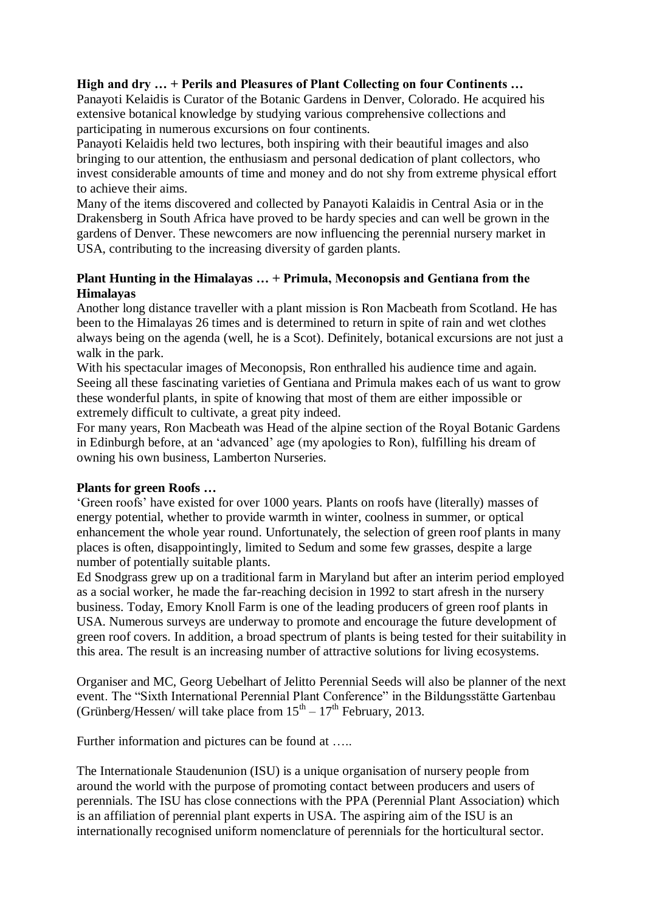**High and dry … + Perils and Pleasures of Plant Collecting on four Continents …**

Panayoti Kelaidis is Curator of the Botanic Gardens in Denver, Colorado. He acquired his extensive botanical knowledge by studying various comprehensive collections and participating in numerous excursions on four continents.

Panayoti Kelaidis held two lectures, both inspiring with their beautiful images and also bringing to our attention, the enthusiasm and personal dedication of plant collectors, who invest considerable amounts of time and money and do not shy from extreme physical effort to achieve their aims.

Many of the items discovered and collected by Panayoti Kalaidis in Central Asia or in the Drakensberg in South Africa have proved to be hardy species and can well be grown in the gardens of Denver. These newcomers are now influencing the perennial nursery market in USA, contributing to the increasing diversity of garden plants.

**Plant Hunting in the Himalayas … + Primula, Meconopsis and Gentiana from the Himalayas**

Another long distance traveller with a plant mission is Ron Macbeath from Scotland. He has been to the Himalayas 26 times and is determined to return in spite of rain and wet clothes always being on the agenda (well, he is a Scot). Definitely, botanical excursions are not just a walk in the park.

With his spectacular images of Meconopsis, Ron enthralled his audience time and again. Seeing all these fascinating varieties of Gentiana and Primula makes each of us want to grow these wonderful plants, in spite of knowing that most of them are either impossible or extremely difficult to cultivate, a great pity indeed.

For many years, Ron Macbeath was Head of the alpine section of the Royal Botanic Gardens in Edinburgh before, at an 'advanced' age (my apologies to Ron), fulfilling his dream of owning his own business, Lamberton Nurseries.

**Plants for green Roofs …**

'Green roofs' have existed for over 1000 years. Plants on roofs have (literally) masses of energy potential, whether to provide warmth in winter, coolness in summer, or optical enhancement the whole year round. Unfortunately, the selection of green roof plants in many places is often, disappointingly, limited to Sedum and some few grasses, despite a large number of potentially suitable plants.

Ed Snodgrass grew up on a traditional farm in Maryland but after an interim period employed as a social worker, he made the far-reaching decision in 1992 to start afresh in the nursery business. Today, Emory Knoll Farm is one of the leading producers of green roof plants in USA. Numerous surveys are underway to promote and encourage the future development of green roof covers. In addition, a broad spectrum of plants is being tested for their suitability in this area. The result is an increasing number of attractive solutions for living ecosystems.

Organiser and MC, Georg Uebelhart of Jelitto Perennial Seeds will also be planner of the next event. The "Sixth International Perennial Plant Conference" in the Bildungsstätte Gartenbau (Grünberg/Hessen/ will take place from 15th – 17th February, 2013.

Further information and pictures can be found at …..

The Internationale Staudenunion (ISU) is a unique organisation of nursery people from around the world with the purpose of promoting contact between producers and users of perennials. The ISU has close connections with the PPA (Perennial Plant Association) which is an affiliation of perennial plant experts in USA. The aspiring aim of the ISU is an internationally recognised uniform nomenclature of perennials for the horticultural sector.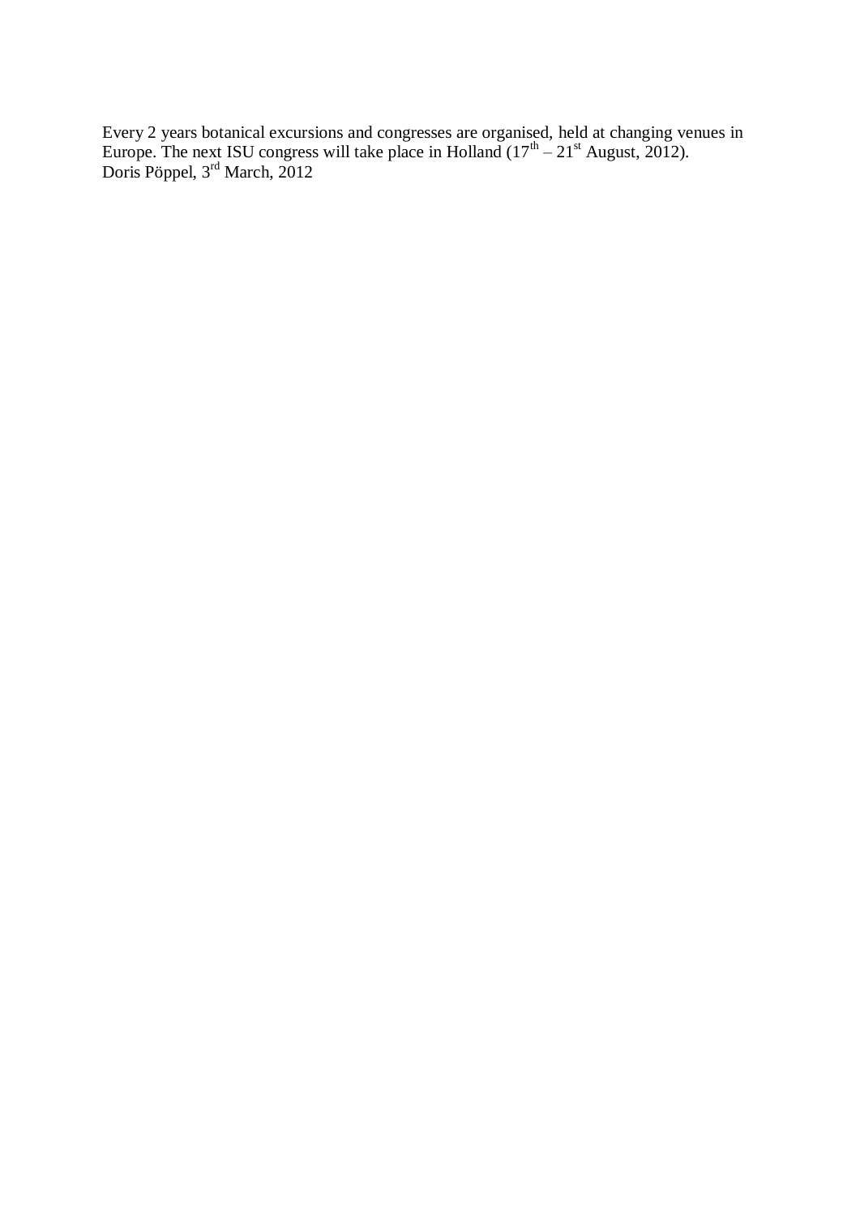Every 2 years botanical excursions and congresses are organised, held at changing venues in Europe. The next ISU congress will take place in Holland ($17^{th}$ – $21^{st}$ August, 2012).
Doris Pöppel, $3^{rd}$ March, 2012